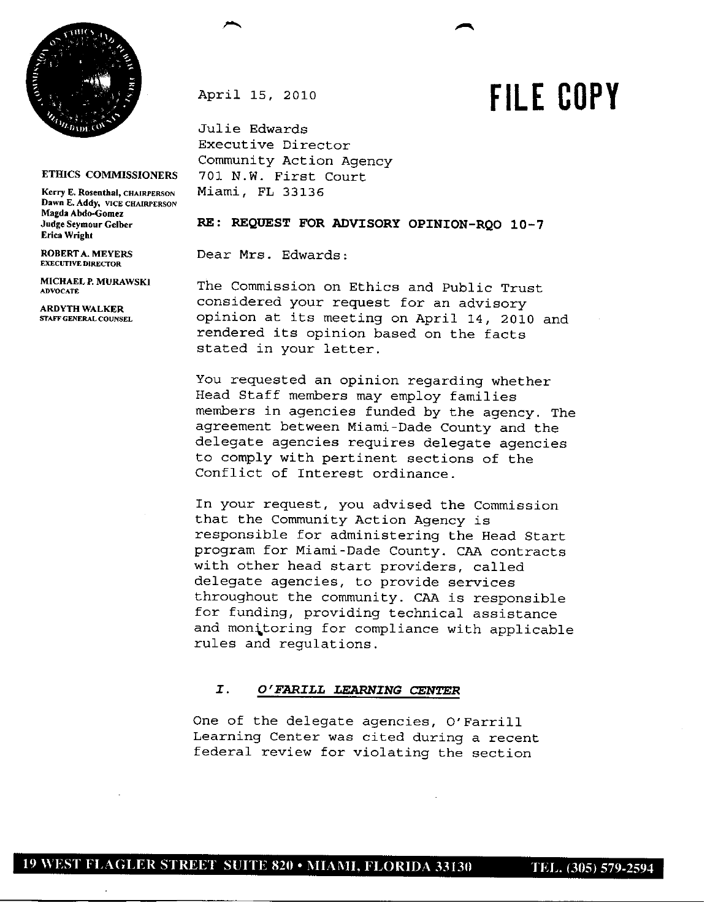**FILE COPY**

**ETHICS COMMISSIONERS**

**Kerry E. Rosenthal**, CHAIRPERSON
**Dawn E. Addy**, VICE CHAIRPERSON
**Magda Abdo-Gomez**
**Judge Seymour Gelber**
**Erica Wright**

**ROBERT A. MEYERS**
EXECUTIVE DIRECTOR

**MICHAEL P. MURAWSKI**
ADVOCATE

**ARDYTH WALKER**
STAFF GENERAL COUNSEL

April 15, 2010

Julie Edwards
Executive Director
Community Action Agency
701 N.W. First Court
Miami, FL 33136

**RE: REQUEST FOR ADVISORY OPINION-RQO 10-7**

Dear Mrs. Edwards:

The Commission on Ethics and Public Trust considered your request for an advisory opinion at its meeting on April 14, 2010 and rendered its opinion based on the facts stated in your letter.

You requested an opinion regarding whether Head Staff members may employ families members in agencies funded by the agency. The agreement between Miami-Dade County and the delegate agencies requires delegate agencies to comply with pertinent sections of the Conflict of Interest ordinance.

In your request, you advised the Commission that the Community Action Agency is responsible for administering the Head Start program for Miami-Dade County. CAA contracts with other head start providers, called delegate agencies, to provide services throughout the community. CAA is responsible for funding, providing technical assistance and monitoring for compliance with applicable rules and regulations.

## I. *O'FARILL LEARNING CENTER*

One of the delegate agencies, O'Farrill Learning Center was cited during a recent federal review for violating the section

19 WEST FLAGLER STREET SUITE 820 • MIAMI, FLORIDA 33130 TEL. (305) 579-2594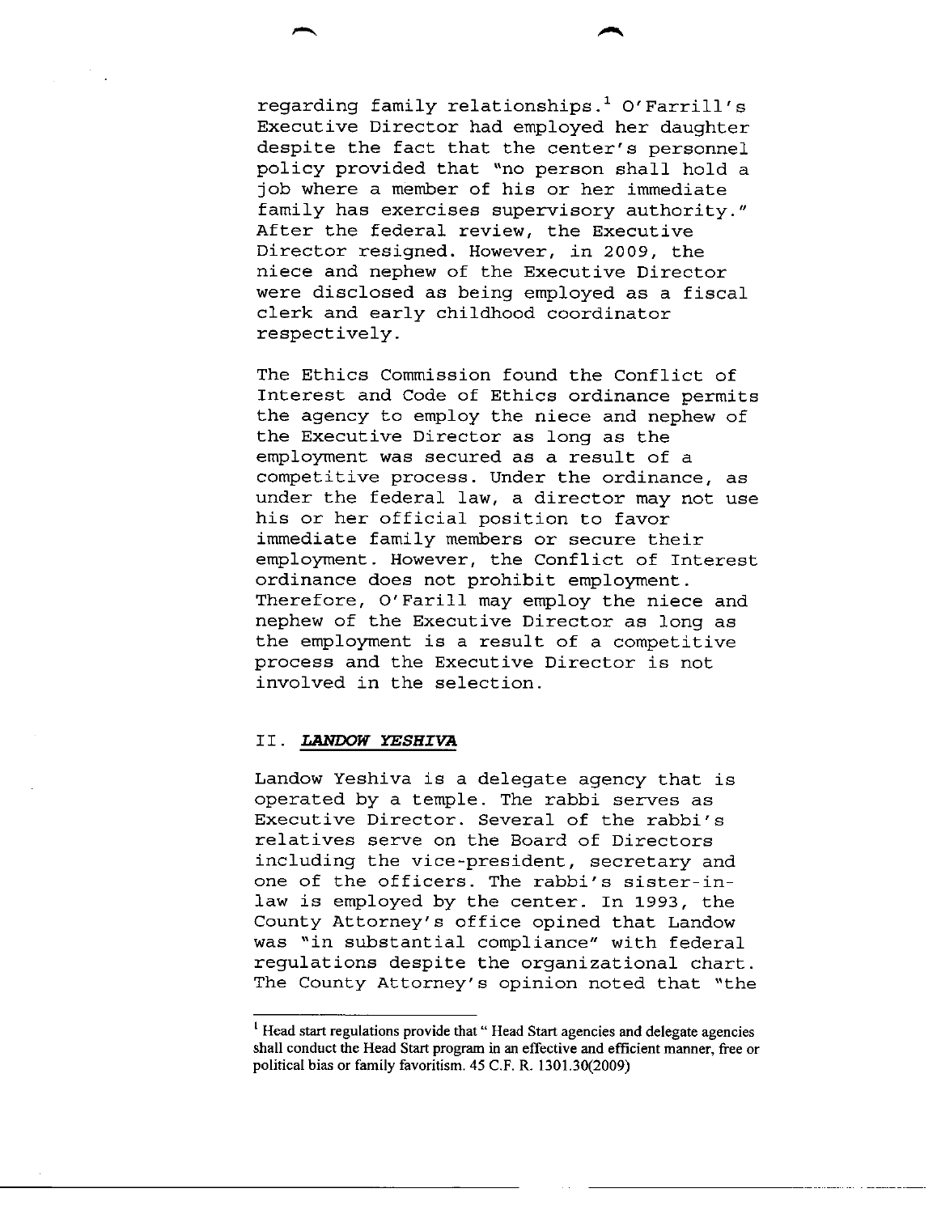regarding family relationships.[1] O'Farrill's Executive Director had employed her daughter despite the fact that the center's personnel policy provided that "no person shall hold a job where a member of his or her immediate family has exercises supervisory authority." After the federal review, the Executive Director resigned. However, in 2009, the niece and nephew of the Executive Director were disclosed as being employed as a fiscal clerk and early childhood coordinator respectively.

The Ethics Commission found the Conflict of Interest and Code of Ethics ordinance permits the agency to employ the niece and nephew of the Executive Director as long as the employment was secured as a result of a competitive process. Under the ordinance, as under the federal law, a director may not use his or her official position to favor immediate family members or secure their employment. However, the Conflict of Interest ordinance does not prohibit employment. Therefore, O'Farill may employ the niece and nephew of the Executive Director as long as the employment is a result of a competitive process and the Executive Director is not involved in the selection.

## II. ***LANDOW YESHIVA***

Landow Yeshiva is a delegate agency that is operated by a temple. The rabbi serves as Executive Director. Several of the rabbi's relatives serve on the Board of Directors including the vice-president, secretary and one of the officers. The rabbi's sister-in-law is employed by the center. In 1993, the County Attorney's office opined that Landow was "in substantial compliance" with federal regulations despite the organizational chart. The County Attorney's opinion noted that "the

---

[1] Head start regulations provide that " Head Start agencies and delegate agencies shall conduct the Head Start program in an effective and efficient manner, free or political bias or family favoritism. 45 C.F. R. 1301.30(2009)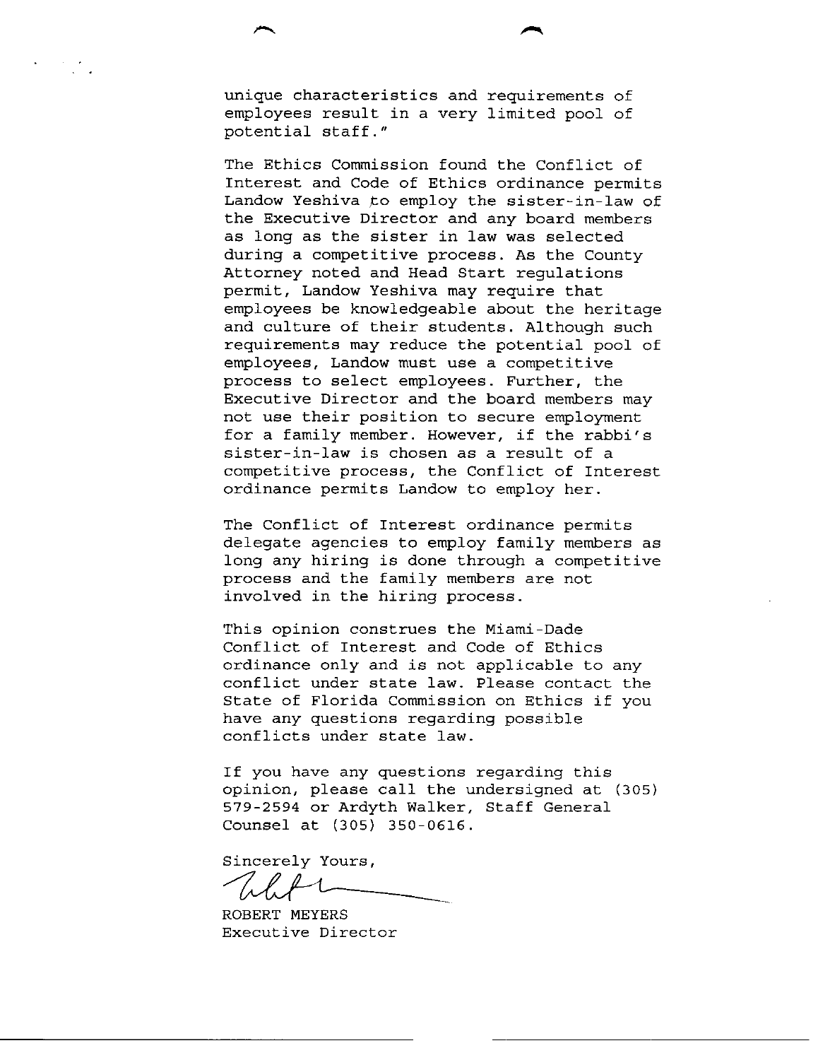unique characteristics and requirements of employees result in a very limited pool of potential staff."

The Ethics Commission found the Conflict of Interest and Code of Ethics ordinance permits Landow Yeshiva to employ the sister-in-law of the Executive Director and any board members as long as the sister in law was selected during a competitive process. As the County Attorney noted and Head Start regulations permit, Landow Yeshiva may require that employees be knowledgeable about the heritage and culture of their students. Although such requirements may reduce the potential pool of employees, Landow must use a competitive process to select employees. Further, the Executive Director and the board members may not use their position to secure employment for a family member. However, if the rabbi's sister-in-law is chosen as a result of a competitive process, the Conflict of Interest ordinance permits Landow to employ her.

The Conflict of Interest ordinance permits delegate agencies to employ family members as long any hiring is done through a competitive process and the family members are not involved in the hiring process.

This opinion construes the Miami-Dade Conflict of Interest and Code of Ethics ordinance only and is not applicable to any conflict under state law. Please contact the State of Florida Commission on Ethics if you have any questions regarding possible conflicts under state law.

If you have any questions regarding this opinion, please call the undersigned at (305) 579-2594 or Ardyth Walker, Staff General Counsel at (305) 350-0616.

Sincerely Yours,

ROBERT MEYERS
Executive Director